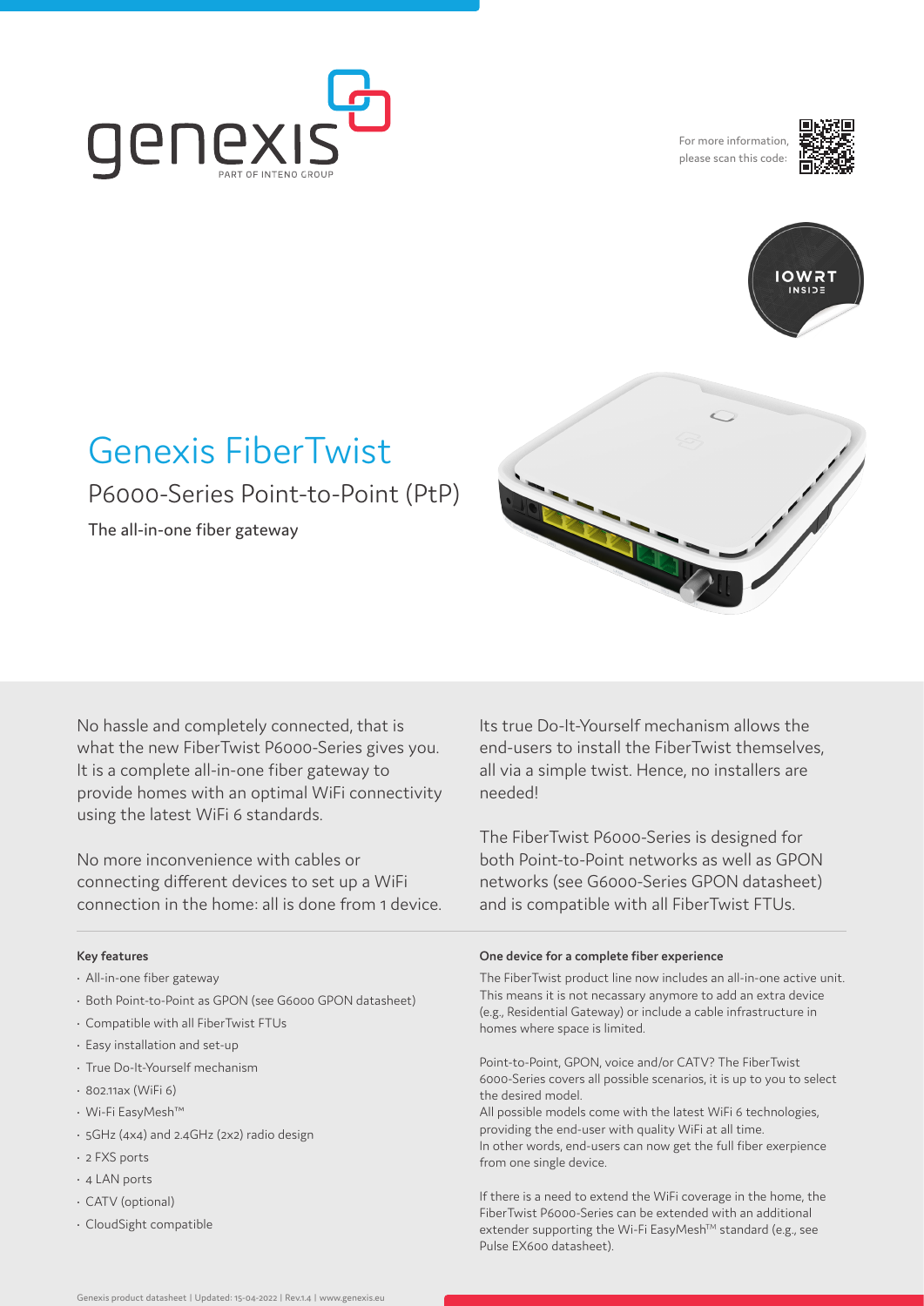For more information, please scan this code:

# Genexis FiberTwist

## P6000-Series Point-to-Point (PtP)

The all-in-one fiber gateway

No hassle and completely connected, that is what the new FiberTwist P6000-Series gives you. It is a complete all-in-one fiber gateway to provide homes with an optimal WiFi connectivity using the latest WiFi 6 standards.

No more inconvenience with cables or connecting different devices to set up a WiFi connection in the home: all is done from 1 device.

Its true Do-It-Yourself mechanism allows the end-users to install the FiberTwist themselves, all via a simple twist. Hence, no installers are needed!

The FiberTwist P6000-Series is designed for both Point-to-Point networks as well as GPON networks (see G6000-Series GPON datasheet) and is compatible with all FiberTwist FTUs.

### Key features

- All-in-one fiber gateway
- Both Point-to-Point as GPON (see G6000 GPON datasheet)
- Compatible with all FiberTwist FTUs
- Easy installation and set-up
- True Do-It-Yourself mechanism
- 802.11ax (WiFi 6)
- Wi-Fi EasyMesh™
- 5GHz (4x4) and 2.4GHz (2x2) radio design
- 2 FXS ports
- 4 LAN ports
- CATV (optional)
- CloudSight compatible

### One device for a complete fiber experience

The FiberTwist product line now includes an all-in-one active unit. This means it is not necassary anymore to add an extra device (e.g., Residential Gateway) or include a cable infrastructure in homes where space is limited.

Point-to-Point, GPON, voice and/or CATV? The FiberTwist 6000-Series covers all possible scenarios, it is up to you to select the desired model.
All possible models come with the latest WiFi 6 technologies, providing the end-user with quality WiFi at all time.
In other words, end-users can now get the full fiber exerpience from one single device.

If there is a need to extend the WiFi coverage in the home, the FiberTwist P6000-Series can be extended with an additional extender supporting the Wi-Fi EasyMesh™ standard (e.g., see Pulse EX600 datasheet).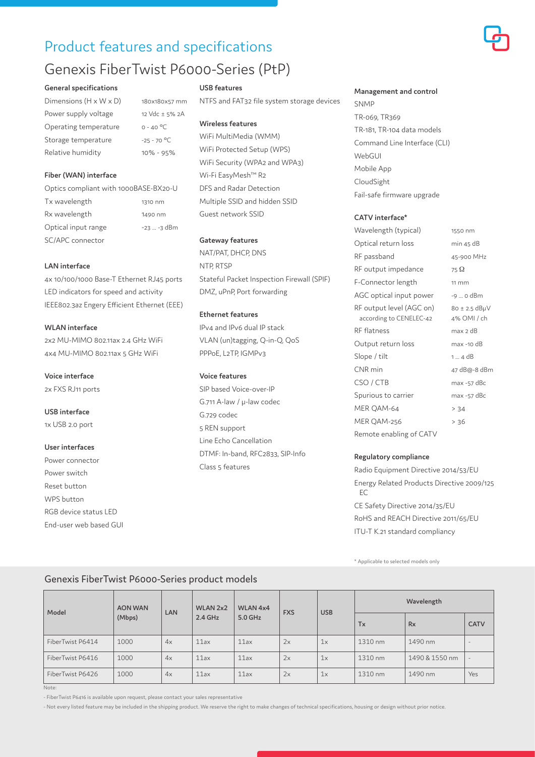# Product features and specifications

## Genexis FiberTwist P6000-Series (PtP)

### General specifications

| | |
|---|---|
| Dimensions (H x W x D) | 180x180x57 mm |
| Power supply voltage | 12 Vdc ± 5% 2A |
| Operating temperature | 0 - 40 °C |
| Storage temperature | -25 - 70 °C |
| Relative humidity | 10% - 95% |

### Fiber (WAN) interface

Optics compliant with 1000BASE-BX20-U

| | |
|---|---|
| Tx wavelength | 1310 nm |
| Rx wavelength | 1490 nm |
| Optical input range | -23 ... -3 dBm |
| SC/APC connector | |

### LAN interface

4x 10/100/1000 Base-T Ethernet RJ45 ports
LED indicators for speed and activity
IEEE802.3az Engery Efficient Ethernet (EEE)

### WLAN interface

2x2 MU-MIMO 802.11ax 2.4 GHz WiFi
4x4 MU-MIMO 802.11ax 5 GHz WiFi

### Voice interface

2x FXS RJ11 ports

### USB interface

1x USB 2.0 port

### User interfaces

Power connector
Power switch
Reset button
WPS button
RGB device status LED
End-user web based GUI

### USB features

NTFS and FAT32 file system storage devices

### Wireless features

WiFi MultiMedia (WMM)
WiFi Protected Setup (WPS)
WiFi Security (WPA2 and WPA3)
Wi-Fi EasyMesh™ R2
DFS and Radar Detection
Multiple SSID and hidden SSID
Guest network SSID

### Gateway features

NAT/PAT, DHCP, DNS
NTP, RTSP
Stateful Packet Inspection Firewall (SPIF)
DMZ, uPnP, Port forwarding

### Ethernet features

IPv4 and IPv6 dual IP stack
VLAN (un)tagging, Q-in-Q, QoS
PPPoE, L2TP, IGMPv3

### Voice features

SIP based Voice-over-IP
G.711 A-law / µ-law codec
G.729 codec
5 REN support
Line Echo Cancellation
DTMF: In-band, RFC2833, SIP-Info
Class 5 features

### Management and control

SNMP
TR-069, TR369
TR-181, TR-104 data models
Command Line Interface (CLI)
WebGUI
Mobile App
CloudSight
Fail-safe firmware upgrade

### CATV interface*

| | |
|---|---|
| Wavelength (typical) | 1550 nm |
| Optical return loss | min 45 dB |
| RF passband | 45-900 MHz |
| RF output impedance | 75 Ω |
| F-Connector length | 11 mm |
| AGC optical input power | -9 ... 0 dBm |
| RF output level (AGC on) according to CENELEC-42 | 80 ± 2.5 dBµV 4% OMI / ch |
| RF flatness | max 2 dB |
| Output return loss | max -10 dB |
| Slope / tilt | 1 ... 4 dB |
| CNR min | 47 dB@-8 dBm |
| CSO / CTB | max -57 dBc |
| Spurious to carrier | max -57 dBc |
| MER QAM-64 | > 34 |
| MER QAM-256 | > 36 |
| Remote enabling of CATV | |

### Regulatory compliance

Radio Equipment Directive 2014/53/EU
Energy Related Products Directive 2009/125 EC
CE Safety Directive 2014/35/EU
RoHS and REACH Directive 2011/65/EU
ITU-T K.21 standard compliancy

\* Applicable to selected models only

## Genexis FiberTwist P6000-Series product models

| Model | AON WAN (Mbps) | LAN | WLAN 2x2 2.4 GHz | WLAN 4x4 5.0 GHz | FXS | USB | Wavelength | | |
|---|---|---|---|---|---|---|---|---|---|
| | | | | | | | Tx | Rx | CATV |
| FiberTwist P6414 | 1000 | 4x | 11ax | 11ax | 2x | 1x | 1310 nm | 1490 nm | - |
| FiberTwist P6416 | 1000 | 4x | 11ax | 11ax | 2x | 1x | 1310 nm | 1490 & 1550 nm | - |
| FiberTwist P6426 | 1000 | 4x | 11ax | 11ax | 2x | 1x | 1310 nm | 1490 nm | Yes |

Note:

- FiberTwist P6416 is available upon request, please contact your sales representative
- Not every listed feature may be included in the shipping product. We reserve the right to make changes of technical specifications, housing or design without prior notice.